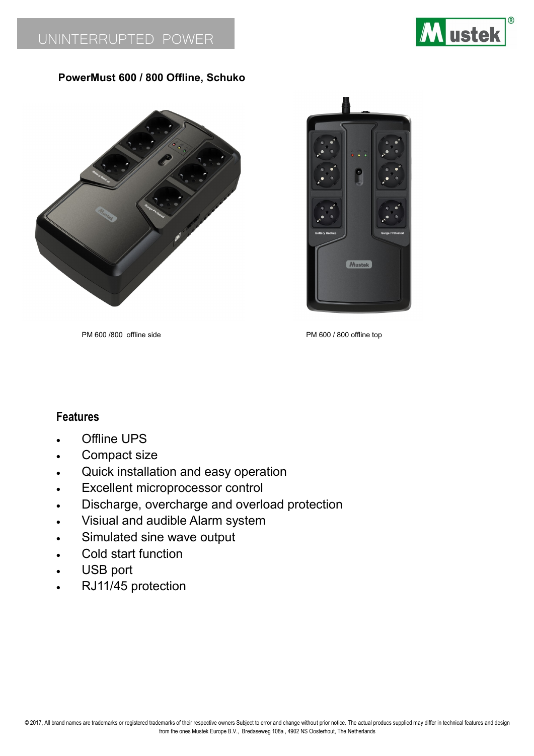UNINTERRUPTED POWER

# PowerMust 600 / 800 Offline, Schuko

PM 600 /800 offline side

PM 600 / 800 offline top

## Features

- Offline UPS
- Compact size
- Quick installation and easy operation
- Excellent microprocessor control
- Discharge, overcharge and overload protection
- Visiual and audible Alarm system
- Simulated sine wave output
- Cold start function
- USB port
- RJ11/45 protection

© 2017, All brand names are trademarks or registered trademarks of their respective owners Subject to error and change without prior notice. The actual producs supplied may differ in technical features and design from the ones Mustek Europe B.V., Bredaseweg 108a , 4902 NS Oosterhout, The Netherlands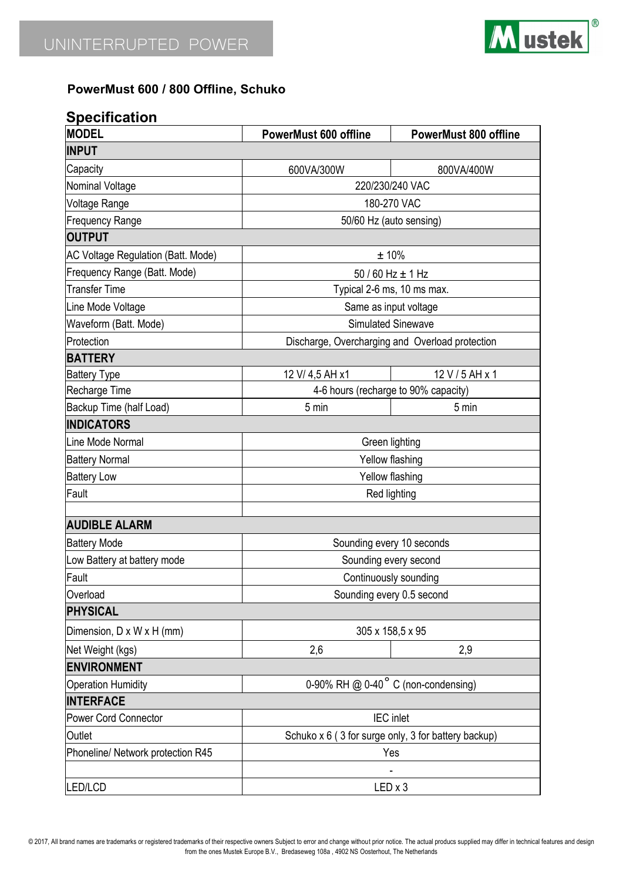UNINTERRUPTED POWER

Mustek®

**PowerMust 600 / 800 Offline, Schuko**

## Specification

| MODEL | PowerMust 600 offline | PowerMust 800 offline |
|---|---|---|
| **INPUT** | | |
| Capacity | 600VA/300W | 800VA/400W |
| Nominal Voltage | 220/230/240 VAC | |
| Voltage Range | 180-270 VAC | |
| Frequency Range | 50/60 Hz (auto sensing) | |
| **OUTPUT** | | |
| AC Voltage Regulation (Batt. Mode) | ± 10% | |
| Frequency Range (Batt. Mode) | 50 / 60 Hz ± 1 Hz | |
| Transfer Time | Typical 2-6 ms, 10 ms max. | |
| Line Mode Voltage | Same as input voltage | |
| Waveform (Batt. Mode) | Simulated Sinewave | |
| Protection | Discharge, Overcharging and Overload protection | |
| **BATTERY** | | |
| Battery Type | 12 V/ 4,5 AH x1 | 12 V / 5 AH x 1 |
| Recharge Time | 4-6 hours (recharge to 90% capacity) | |
| Backup Time (half Load) | 5 min | 5 min |
| **INDICATORS** | | |
| Line Mode Normal | Green lighting | |
| Battery Normal | Yellow flashing | |
| Battery Low | Yellow flashing | |
| Fault | Red lighting | |
| | | |
| **AUDIBLE ALARM** | | |
| Battery Mode | Sounding every 10 seconds | |
| Low Battery at battery mode | Sounding every second | |
| Fault | Continuously sounding | |
| Overload | Sounding every 0.5 second | |
| **PHYSICAL** | | |
| Dimension, D x W x H (mm) | 305 x 158,5 x 95 | |
| Net Weight (kgs) | 2,6 | 2,9 |
| **ENVIRONMENT** | | |
| Operation Humidity | 0-90% RH @ 0-40° C (non-condensing) | |
| **INTERFACE** | | |
| Power Cord Connector | IEC inlet | |
| Outlet | Schuko x 6 ( 3 for surge only, 3 for battery backup) | |
| Phoneline/ Network protection R45 | Yes | |
| | - | |
| LED/LCD | LED x 3 | |

© 2017, All brand names are trademarks or registered trademarks of their respective owners Subject to error and change without prior notice. The actual producs supplied may differ in technical features and design from the ones Mustek Europe B.V., Bredaseweg 108a , 4902 NS Oosterhout, The Netherlands